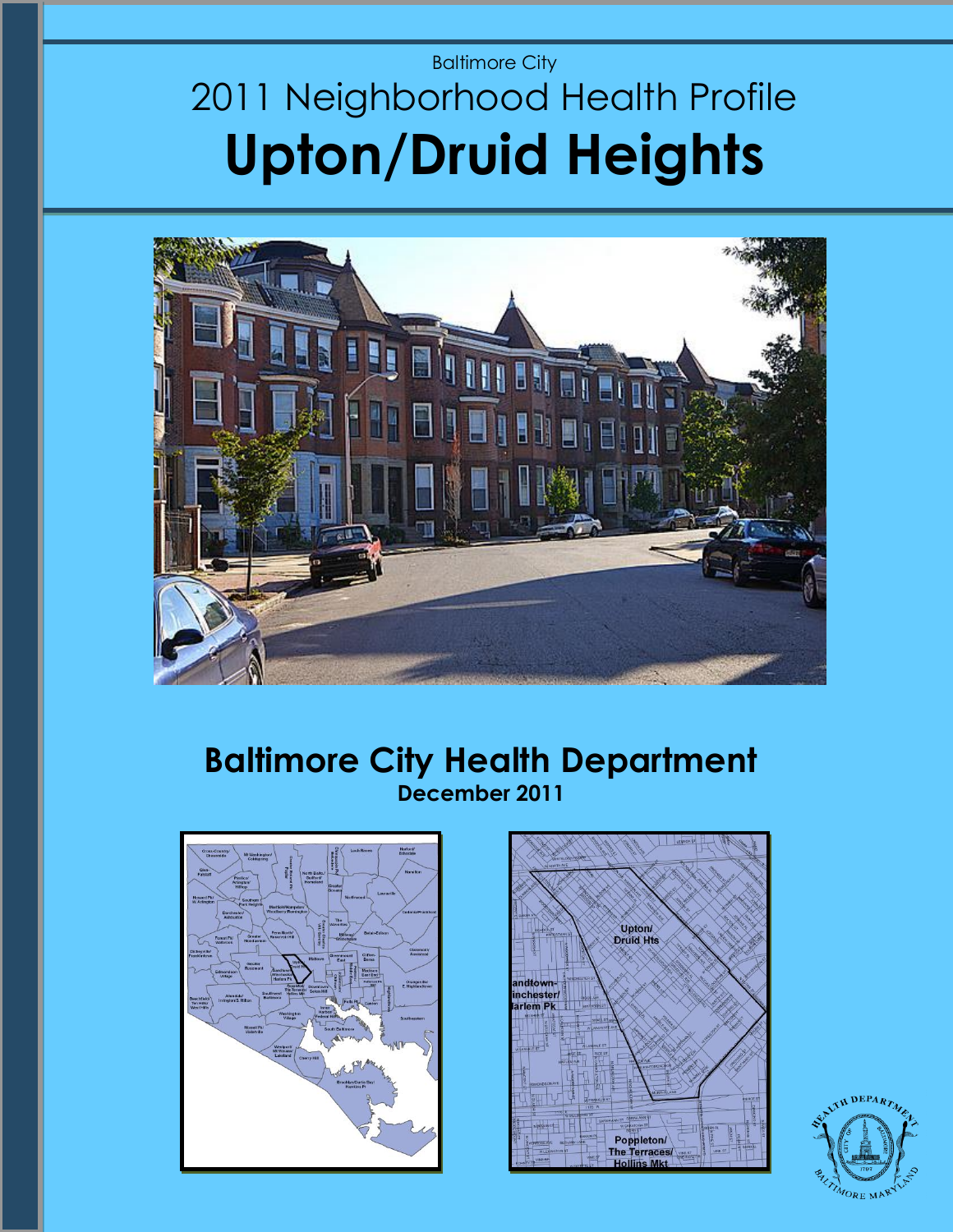Baltimore City

# 2011 Neighborhood Health Profile

# Upton/Druid Heights

## Baltimore City Health Department

**December 2011**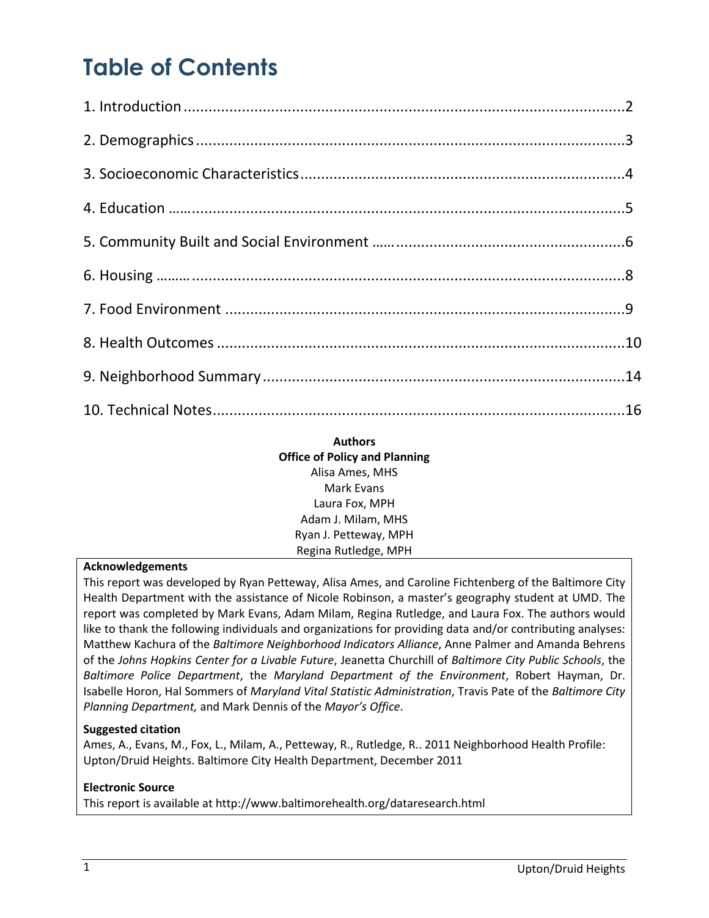# Table of Contents

1. Introduction ........................................................................................................2
2. Demographics ......................................................................................................3
3. Socioeconomic Characteristics ............................................................................4
4. Education .............................................................................................................5
5. Community Built and Social Environment ............................................................6
6. Housing ................................................................................................................8
7. Food Environment ...............................................................................................9
8. Health Outcomes ................................................................................................10
9. Neighborhood Summary .....................................................................................14
10. Technical Notes .................................................................................................16

**Authors**
**Office of Policy and Planning**
Alisa Ames, MHS
Mark Evans
Laura Fox, MPH
Adam J. Milam, MHS
Ryan J. Petteway, MPH
Regina Rutledge, MPH

**Acknowledgements**

This report was developed by Ryan Petteway, Alisa Ames, and Caroline Fichtenberg of the Baltimore City Health Department with the assistance of Nicole Robinson, a master's geography student at UMD. The report was completed by Mark Evans, Adam Milam, Regina Rutledge, and Laura Fox. The authors would like to thank the following individuals and organizations for providing data and/or contributing analyses: Matthew Kachura of the *Baltimore Neighborhood Indicators Alliance*, Anne Palmer and Amanda Behrens of the *Johns Hopkins Center for a Livable Future*, Jeanetta Churchill of *Baltimore City Public Schools*, the *Baltimore Police Department*, the *Maryland Department of the Environment*, Robert Hayman, Dr. Isabelle Horon, Hal Sommers of *Maryland Vital Statistic Administration*, Travis Pate of the *Baltimore City Planning Department,* and Mark Dennis of the *Mayor's Office*.

**Suggested citation**

Ames, A., Evans, M., Fox, L., Milam, A., Petteway, R., Rutledge, R.. 2011 Neighborhood Health Profile: Upton/Druid Heights. Baltimore City Health Department, December 2011

**Electronic Source**

This report is available at http://www.baltimorehealth.org/dataresearch.html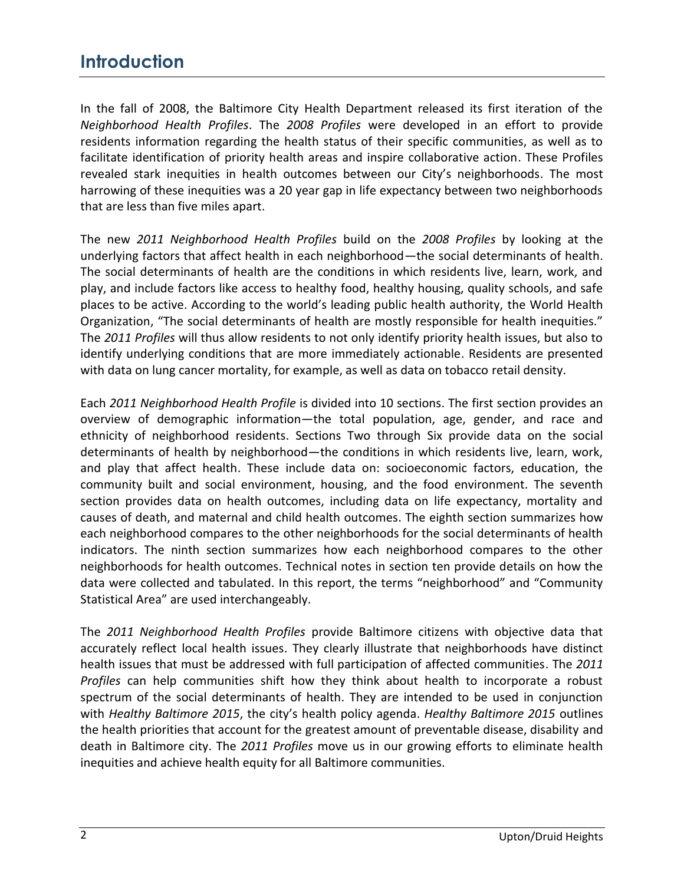# Introduction

In the fall of 2008, the Baltimore City Health Department released its first iteration of the *Neighborhood Health Profiles*. The *2008 Profiles* were developed in an effort to provide residents information regarding the health status of their specific communities, as well as to facilitate identification of priority health areas and inspire collaborative action. These Profiles revealed stark inequities in health outcomes between our City's neighborhoods. The most harrowing of these inequities was a 20 year gap in life expectancy between two neighborhoods that are less than five miles apart.

The new *2011 Neighborhood Health Profiles* build on the *2008 Profiles* by looking at the underlying factors that affect health in each neighborhood—the social determinants of health. The social determinants of health are the conditions in which residents live, learn, work, and play, and include factors like access to healthy food, healthy housing, quality schools, and safe places to be active. According to the world's leading public health authority, the World Health Organization, "The social determinants of health are mostly responsible for health inequities." The *2011 Profiles* will thus allow residents to not only identify priority health issues, but also to identify underlying conditions that are more immediately actionable. Residents are presented with data on lung cancer mortality, for example, as well as data on tobacco retail density.

Each *2011 Neighborhood Health Profile* is divided into 10 sections. The first section provides an overview of demographic information—the total population, age, gender, and race and ethnicity of neighborhood residents. Sections Two through Six provide data on the social determinants of health by neighborhood—the conditions in which residents live, learn, work, and play that affect health. These include data on: socioeconomic factors, education, the community built and social environment, housing, and the food environment. The seventh section provides data on health outcomes, including data on life expectancy, mortality and causes of death, and maternal and child health outcomes. The eighth section summarizes how each neighborhood compares to the other neighborhoods for the social determinants of health indicators. The ninth section summarizes how each neighborhood compares to the other neighborhoods for health outcomes. Technical notes in section ten provide details on how the data were collected and tabulated. In this report, the terms "neighborhood" and "Community Statistical Area" are used interchangeably.

The *2011 Neighborhood Health Profiles* provide Baltimore citizens with objective data that accurately reflect local health issues. They clearly illustrate that neighborhoods have distinct health issues that must be addressed with full participation of affected communities. The *2011 Profiles* can help communities shift how they think about health to incorporate a robust spectrum of the social determinants of health. They are intended to be used in conjunction with *Healthy Baltimore 2015*, the city's health policy agenda. *Healthy Baltimore 2015* outlines the health priorities that account for the greatest amount of preventable disease, disability and death in Baltimore city. The *2011 Profiles* move us in our growing efforts to eliminate health inequities and achieve health equity for all Baltimore communities.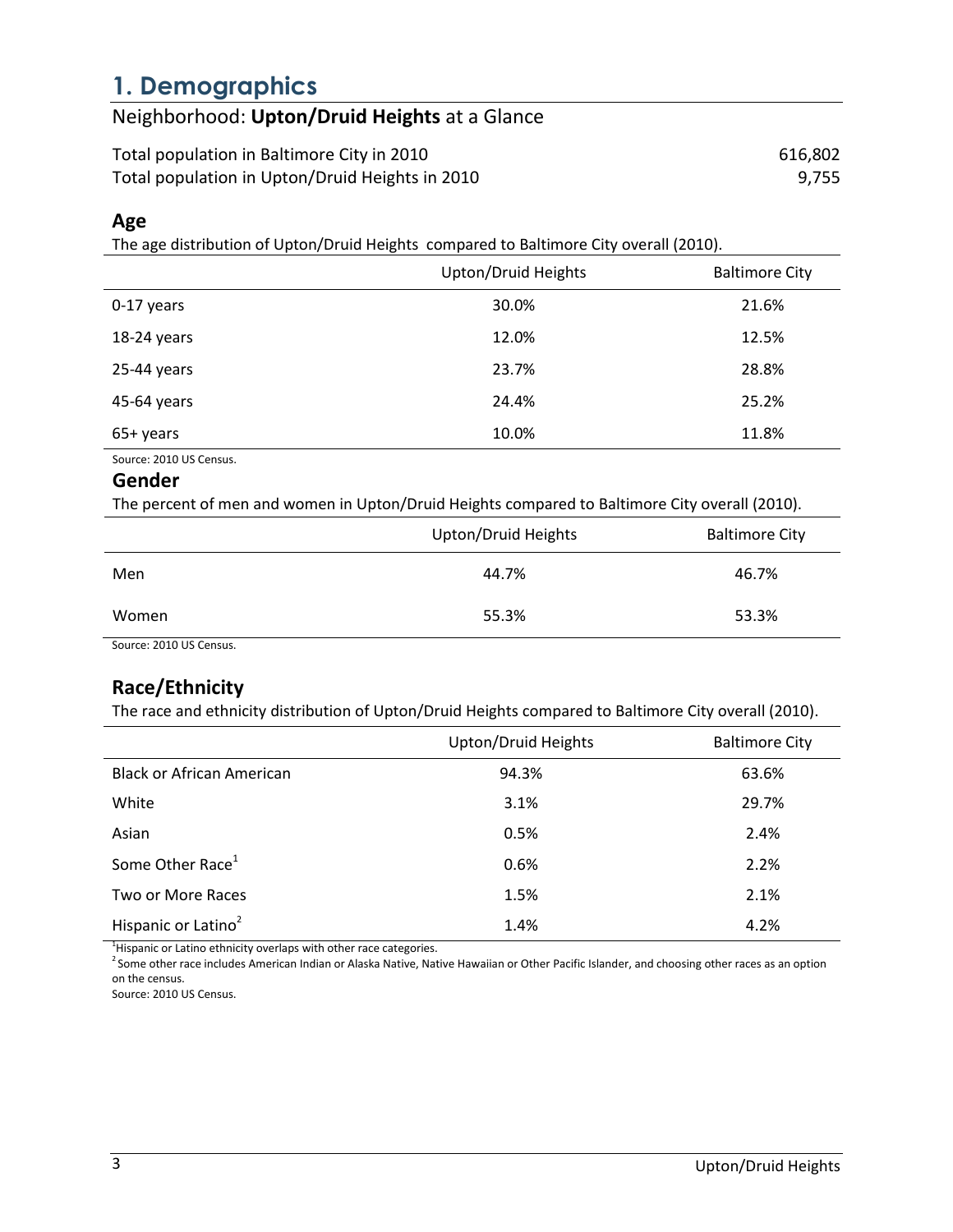# 1. Demographics

## Neighborhood: **Upton/Druid Heights** at a Glance

| | |
|---|---|
| Total population in Baltimore City in 2010 | 616,802 |
| Total population in Upton/Druid Heights in 2010 | 9,755 |

### Age

The age distribution of Upton/Druid Heights compared to Baltimore City overall (2010).

| | Upton/Druid Heights | Baltimore City |
|---|---|---|
| 0-17 years | 30.0% | 21.6% |
| 18-24 years | 12.0% | 12.5% |
| 25-44 years | 23.7% | 28.8% |
| 45-64 years | 24.4% | 25.2% |
| 65+ years | 10.0% | 11.8% |

Source: 2010 US Census.

### Gender

The percent of men and women in Upton/Druid Heights compared to Baltimore City overall (2010).

| | Upton/Druid Heights | Baltimore City |
|---|---|---|
| Men | 44.7% | 46.7% |
| Women | 55.3% | 53.3% |

Source: 2010 US Census.

### Race/Ethnicity

The race and ethnicity distribution of Upton/Druid Heights compared to Baltimore City overall (2010).

| | Upton/Druid Heights | Baltimore City |
|---|---|---|
| Black or African American | 94.3% | 63.6% |
| White | 3.1% | 29.7% |
| Asian | 0.5% | 2.4% |
| Some Other Race[1] | 0.6% | 2.2% |
| Two or More Races | 1.5% | 2.1% |
| Hispanic or Latino[2] | 1.4% | 4.2% |

[1]Hispanic or Latino ethnicity overlaps with other race categories.
[2]Some other race includes American Indian or Alaska Native, Native Hawaiian or Other Pacific Islander, and choosing other races as an option on the census.
Source: 2010 US Census.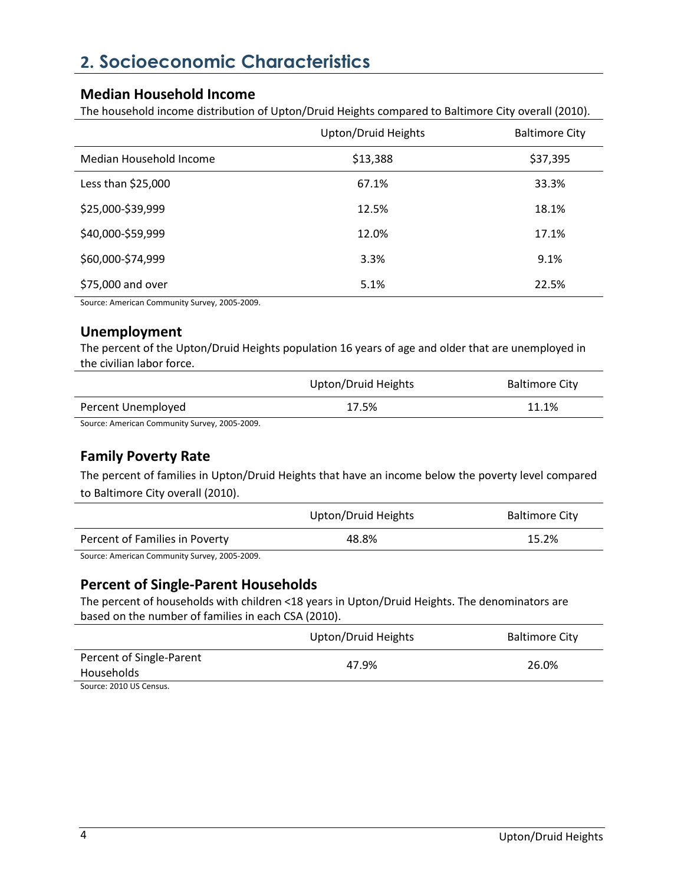# 2. Socioeconomic Characteristics

## Median Household Income

The household income distribution of Upton/Druid Heights compared to Baltimore City overall (2010).

| | Upton/Druid Heights | Baltimore City |
|---|---|---|
| Median Household Income | $13,388 | $37,395 |
| Less than $25,000 | 67.1% | 33.3% |
| $25,000-$39,999 | 12.5% | 18.1% |
| $40,000-$59,999 | 12.0% | 17.1% |
| $60,000-$74,999 | 3.3% | 9.1% |
| $75,000 and over | 5.1% | 22.5% |

Source: American Community Survey, 2005-2009.

## Unemployment

The percent of the Upton/Druid Heights population 16 years of age and older that are unemployed in the civilian labor force.

| | Upton/Druid Heights | Baltimore City |
|---|---|---|
| Percent Unemployed | 17.5% | 11.1% |

Source: American Community Survey, 2005-2009.

## Family Poverty Rate

The percent of families in Upton/Druid Heights that have an income below the poverty level compared to Baltimore City overall (2010).

| | Upton/Druid Heights | Baltimore City |
|---|---|---|
| Percent of Families in Poverty | 48.8% | 15.2% |

Source: American Community Survey, 2005-2009.

## Percent of Single-Parent Households

The percent of households with children <18 years in Upton/Druid Heights. The denominators are based on the number of families in each CSA (2010).

| | Upton/Druid Heights | Baltimore City |
|---|---|---|
| Percent of Single-Parent Households | 47.9% | 26.0% |

Source: 2010 US Census.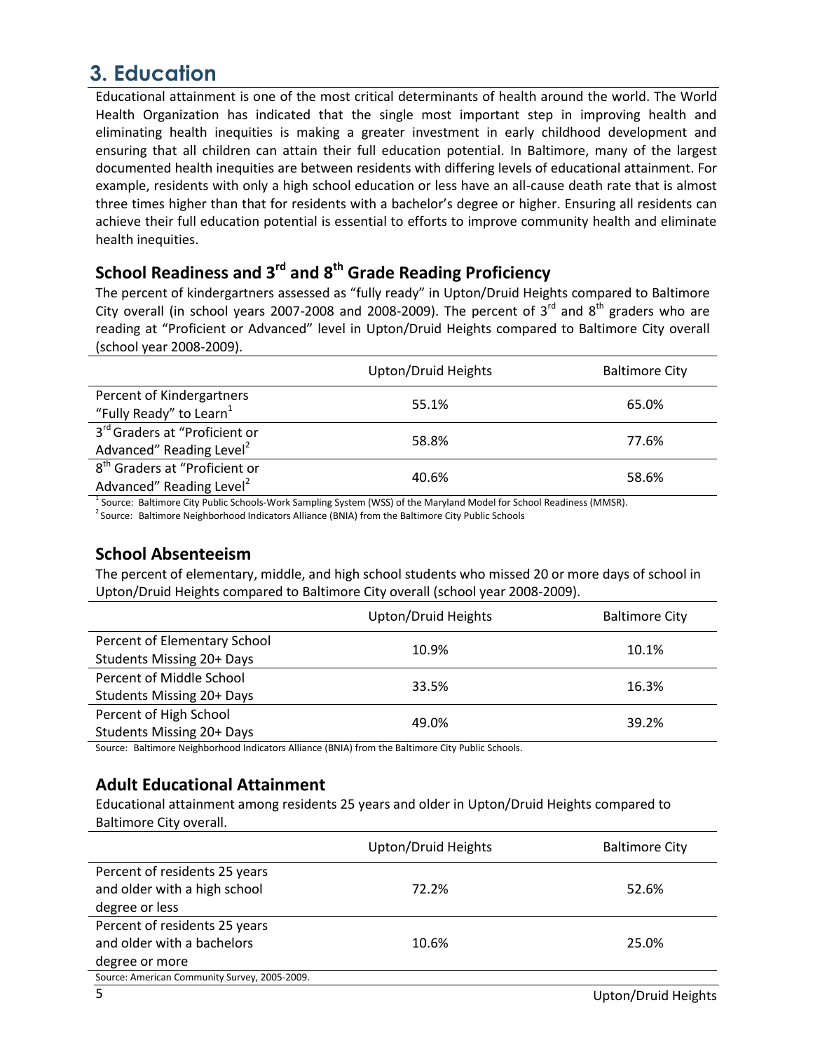# 3. Education

Educational attainment is one of the most critical determinants of health around the world. The World Health Organization has indicated that the single most important step in improving health and eliminating health inequities is making a greater investment in early childhood development and ensuring that all children can attain their full education potential. In Baltimore, many of the largest documented health inequities are between residents with differing levels of educational attainment. For example, residents with only a high school education or less have an all-cause death rate that is almost three times higher than that for residents with a bachelor's degree or higher. Ensuring all residents can achieve their full education potential is essential to efforts to improve community health and eliminate health inequities.

## School Readiness and 3rd and 8th Grade Reading Proficiency

The percent of kindergartners assessed as "fully ready" in Upton/Druid Heights compared to Baltimore City overall (in school years 2007-2008 and 2008-2009). The percent of 3rd and 8th graders who are reading at "Proficient or Advanced" level in Upton/Druid Heights compared to Baltimore City overall (school year 2008-2009).

| | Upton/Druid Heights | Baltimore City |
|---|---|---|
| Percent of Kindergartners "Fully Ready" to Learn[1] | 55.1% | 65.0% |
| 3rd Graders at "Proficient or Advanced" Reading Level[2] | 58.8% | 77.6% |
| 8th Graders at "Proficient or Advanced" Reading Level[2] | 40.6% | 58.6% |

[1] Source: Baltimore City Public Schools-Work Sampling System (WSS) of the Maryland Model for School Readiness (MMSR).

[2] Source: Baltimore Neighborhood Indicators Alliance (BNIA) from the Baltimore City Public Schools

## School Absenteeism

The percent of elementary, middle, and high school students who missed 20 or more days of school in Upton/Druid Heights compared to Baltimore City overall (school year 2008-2009).

| | Upton/Druid Heights | Baltimore City |
|---|---|---|
| Percent of Elementary School Students Missing 20+ Days | 10.9% | 10.1% |
| Percent of Middle School Students Missing 20+ Days | 33.5% | 16.3% |
| Percent of High School Students Missing 20+ Days | 49.0% | 39.2% |

Source: Baltimore Neighborhood Indicators Alliance (BNIA) from the Baltimore City Public Schools.

## Adult Educational Attainment

Educational attainment among residents 25 years and older in Upton/Druid Heights compared to Baltimore City overall.

| | Upton/Druid Heights | Baltimore City |
|---|---|---|
| Percent of residents 25 years and older with a high school degree or less | 72.2% | 52.6% |
| Percent of residents 25 years and older with a bachelors degree or more | 10.6% | 25.0% |

Source: American Community Survey, 2005-2009.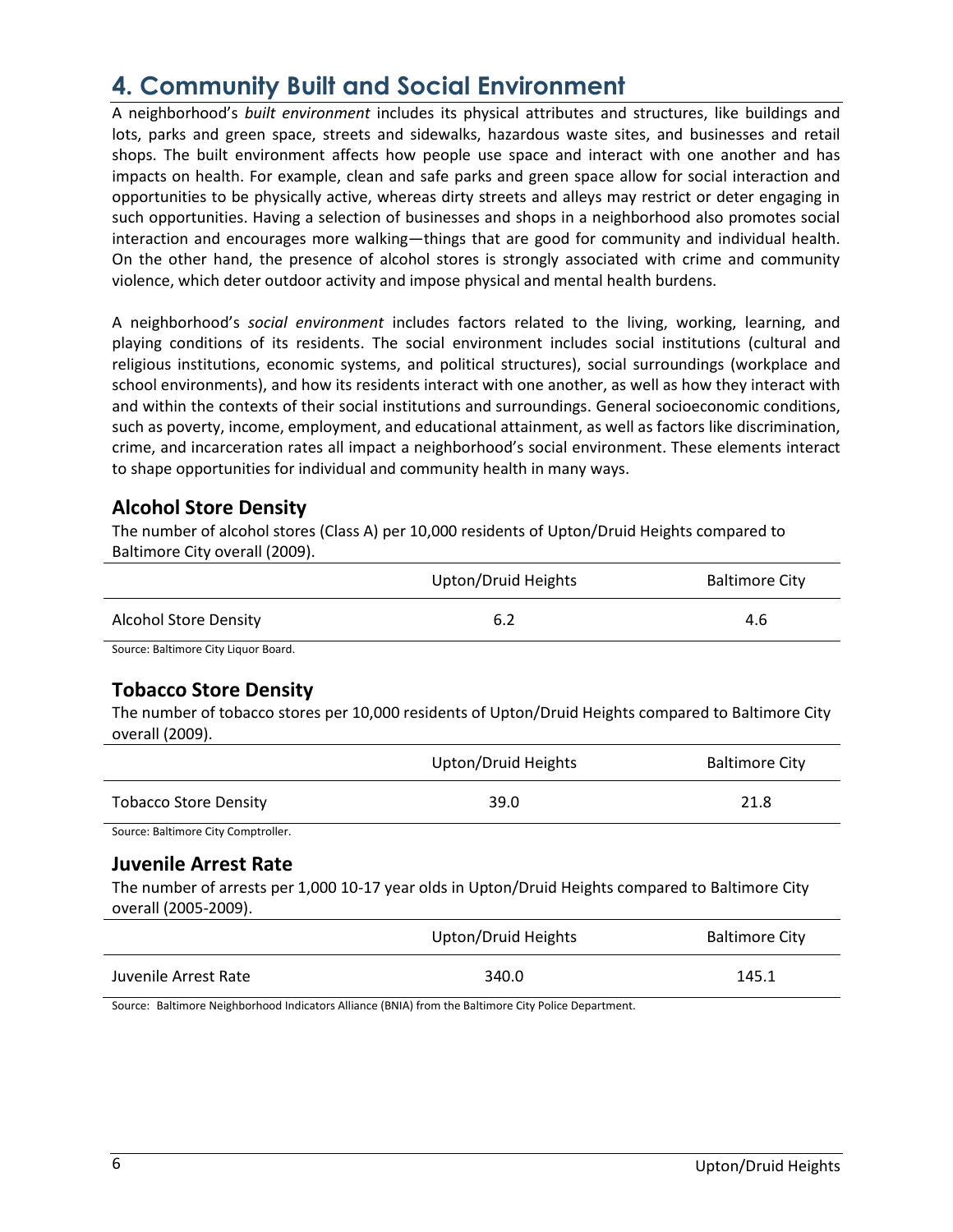# 4. Community Built and Social Environment

A neighborhood's *built environment* includes its physical attributes and structures, like buildings and lots, parks and green space, streets and sidewalks, hazardous waste sites, and businesses and retail shops. The built environment affects how people use space and interact with one another and has impacts on health. For example, clean and safe parks and green space allow for social interaction and opportunities to be physically active, whereas dirty streets and alleys may restrict or deter engaging in such opportunities. Having a selection of businesses and shops in a neighborhood also promotes social interaction and encourages more walking—things that are good for community and individual health. On the other hand, the presence of alcohol stores is strongly associated with crime and community violence, which deter outdoor activity and impose physical and mental health burdens.

A neighborhood's *social environment* includes factors related to the living, working, learning, and playing conditions of its residents. The social environment includes social institutions (cultural and religious institutions, economic systems, and political structures), social surroundings (workplace and school environments), and how its residents interact with one another, as well as how they interact with and within the contexts of their social institutions and surroundings. General socioeconomic conditions, such as poverty, income, employment, and educational attainment, as well as factors like discrimination, crime, and incarceration rates all impact a neighborhood's social environment. These elements interact to shape opportunities for individual and community health in many ways.

## Alcohol Store Density

The number of alcohol stores (Class A) per 10,000 residents of Upton/Druid Heights compared to Baltimore City overall (2009).

| | Upton/Druid Heights | Baltimore City |
|---|---|---|
| Alcohol Store Density | 6.2 | 4.6 |

Source: Baltimore City Liquor Board.

## Tobacco Store Density

The number of tobacco stores per 10,000 residents of Upton/Druid Heights compared to Baltimore City overall (2009).

| | Upton/Druid Heights | Baltimore City |
|---|---|---|
| Tobacco Store Density | 39.0 | 21.8 |

Source: Baltimore City Comptroller.

## Juvenile Arrest Rate

The number of arrests per 1,000 10-17 year olds in Upton/Druid Heights compared to Baltimore City overall (2005-2009).

| | Upton/Druid Heights | Baltimore City |
|---|---|---|
| Juvenile Arrest Rate | 340.0 | 145.1 |

Source: Baltimore Neighborhood Indicators Alliance (BNIA) from the Baltimore City Police Department.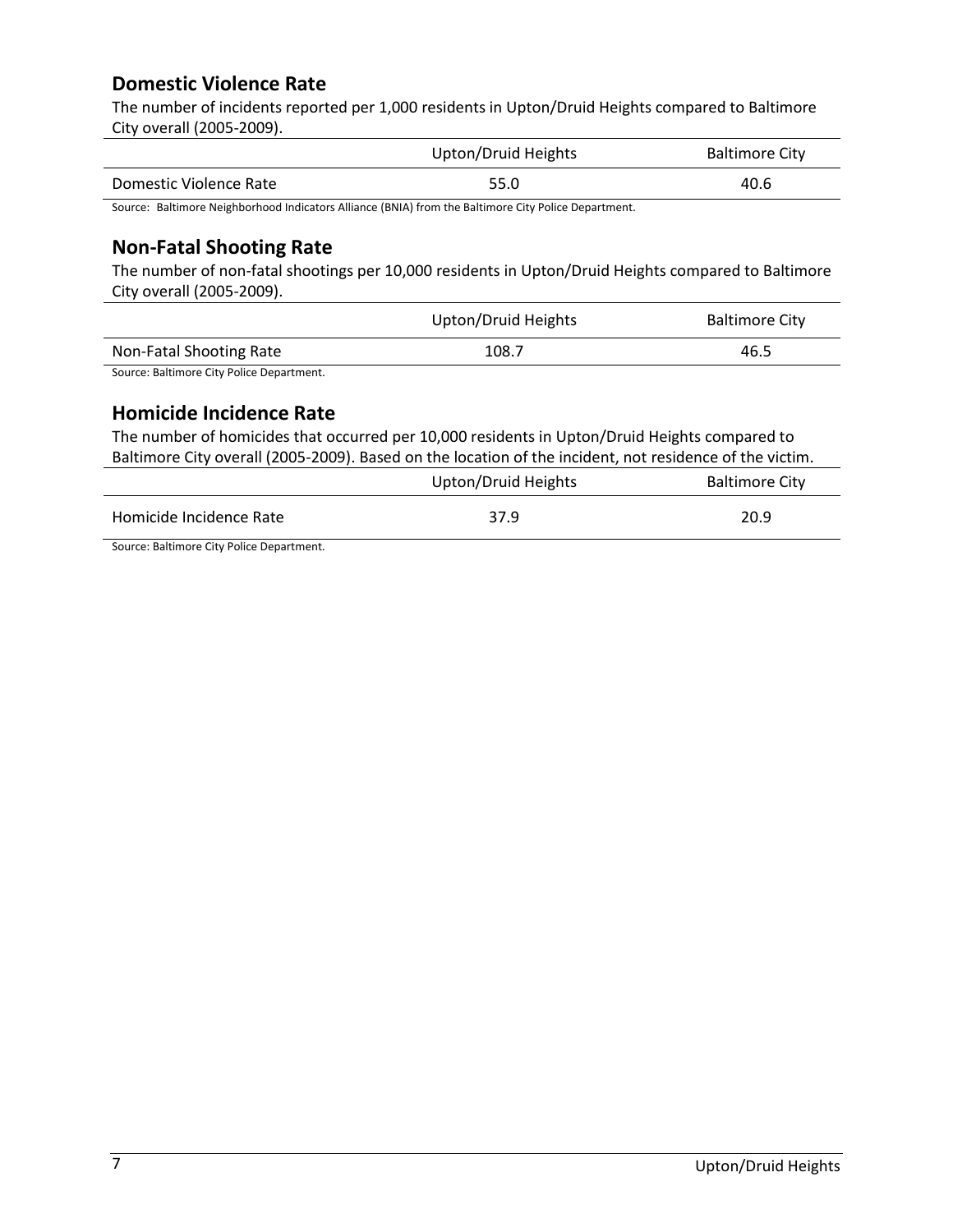## Domestic Violence Rate

The number of incidents reported per 1,000 residents in Upton/Druid Heights compared to Baltimore City overall (2005-2009).

| | Upton/Druid Heights | Baltimore City |
|---|---|---|
| Domestic Violence Rate | 55.0 | 40.6 |

Source: Baltimore Neighborhood Indicators Alliance (BNIA) from the Baltimore City Police Department.

## Non-Fatal Shooting Rate

The number of non-fatal shootings per 10,000 residents in Upton/Druid Heights compared to Baltimore City overall (2005-2009).

| | Upton/Druid Heights | Baltimore City |
|---|---|---|
| Non-Fatal Shooting Rate | 108.7 | 46.5 |

Source: Baltimore City Police Department.

## Homicide Incidence Rate

The number of homicides that occurred per 10,000 residents in Upton/Druid Heights compared to Baltimore City overall (2005-2009). Based on the location of the incident, not residence of the victim.

| | Upton/Druid Heights | Baltimore City |
|---|---|---|
| Homicide Incidence Rate | 37.9 | 20.9 |

Source: Baltimore City Police Department.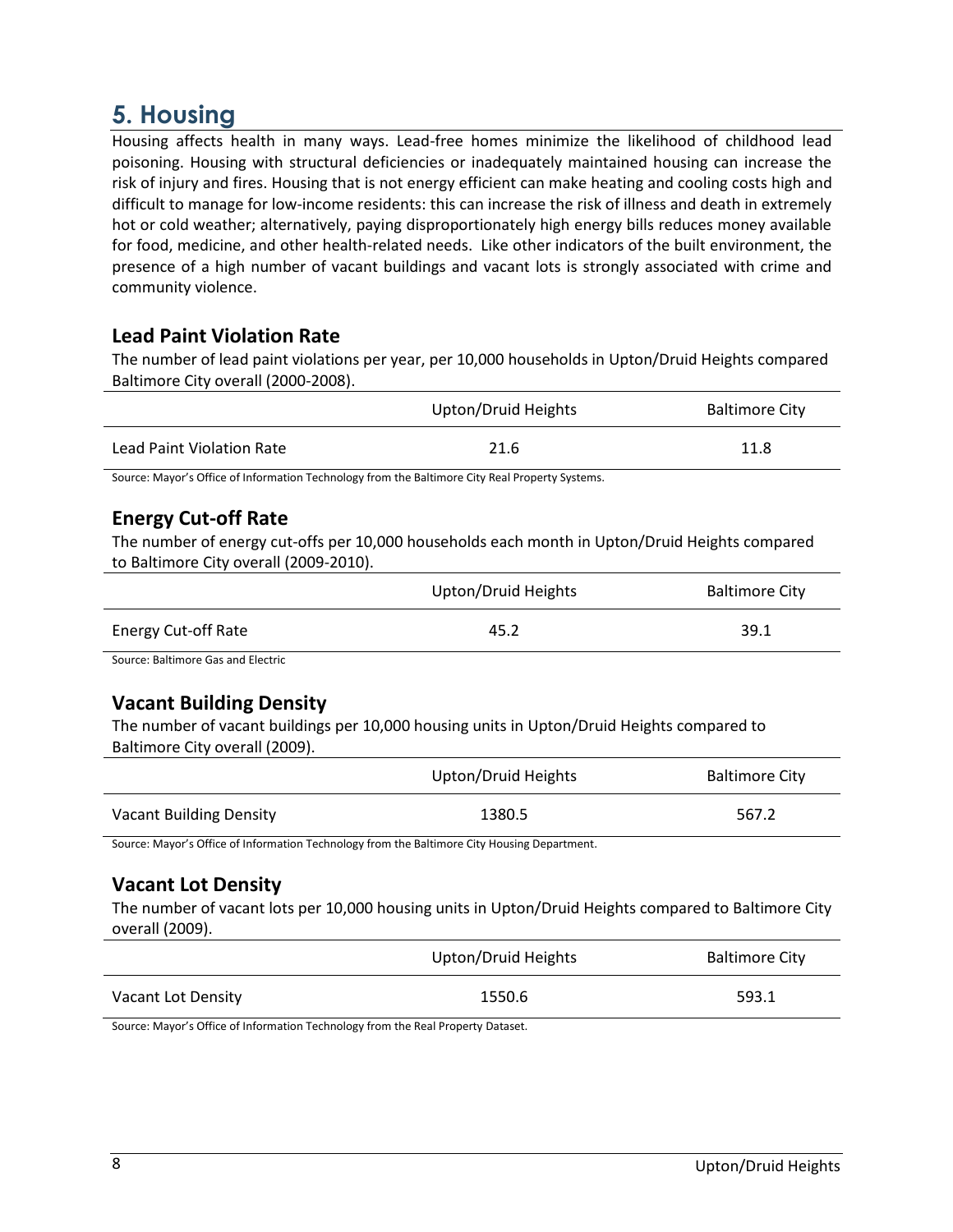# 5. Housing

Housing affects health in many ways. Lead-free homes minimize the likelihood of childhood lead poisoning. Housing with structural deficiencies or inadequately maintained housing can increase the risk of injury and fires. Housing that is not energy efficient can make heating and cooling costs high and difficult to manage for low-income residents: this can increase the risk of illness and death in extremely hot or cold weather; alternatively, paying disproportionately high energy bills reduces money available for food, medicine, and other health-related needs. Like other indicators of the built environment, the presence of a high number of vacant buildings and vacant lots is strongly associated with crime and community violence.

## Lead Paint Violation Rate

The number of lead paint violations per year, per 10,000 households in Upton/Druid Heights compared Baltimore City overall (2000-2008).

| | Upton/Druid Heights | Baltimore City |
|---|---|---|
| Lead Paint Violation Rate | 21.6 | 11.8 |

Source: Mayor's Office of Information Technology from the Baltimore City Real Property Systems.

## Energy Cut-off Rate

The number of energy cut-offs per 10,000 households each month in Upton/Druid Heights compared to Baltimore City overall (2009-2010).

| | Upton/Druid Heights | Baltimore City |
|---|---|---|
| Energy Cut-off Rate | 45.2 | 39.1 |

Source: Baltimore Gas and Electric

## Vacant Building Density

The number of vacant buildings per 10,000 housing units in Upton/Druid Heights compared to Baltimore City overall (2009).

| | Upton/Druid Heights | Baltimore City |
|---|---|---|
| Vacant Building Density | 1380.5 | 567.2 |

Source: Mayor's Office of Information Technology from the Baltimore City Housing Department.

## Vacant Lot Density

The number of vacant lots per 10,000 housing units in Upton/Druid Heights compared to Baltimore City overall (2009).

| | Upton/Druid Heights | Baltimore City |
|---|---|---|
| Vacant Lot Density | 1550.6 | 593.1 |

Source: Mayor's Office of Information Technology from the Real Property Dataset.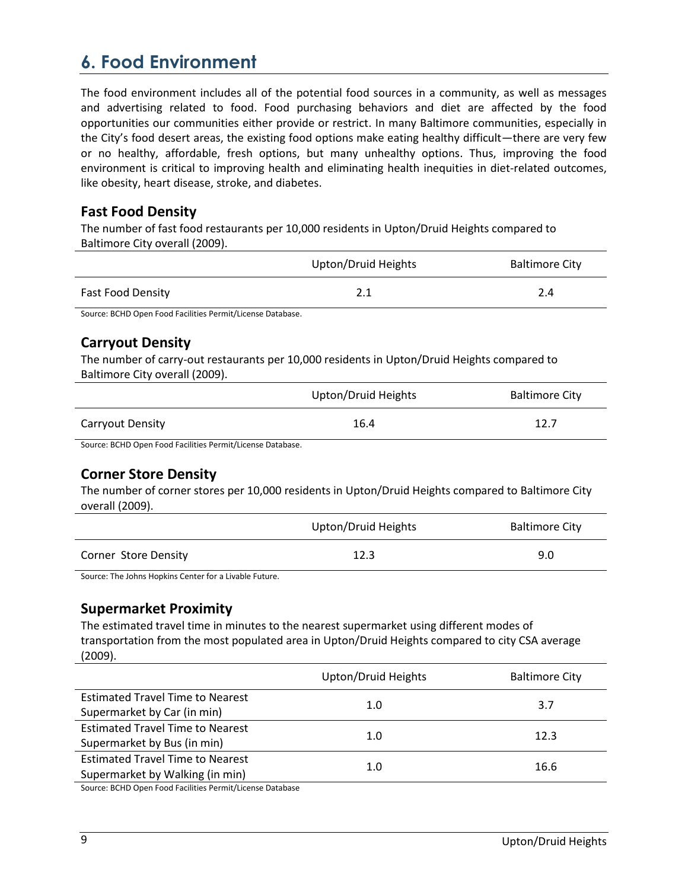# 6. Food Environment

The food environment includes all of the potential food sources in a community, as well as messages and advertising related to food. Food purchasing behaviors and diet are affected by the food opportunities our communities either provide or restrict. In many Baltimore communities, especially in the City's food desert areas, the existing food options make eating healthy difficult—there are very few or no healthy, affordable, fresh options, but many unhealthy options. Thus, improving the food environment is critical to improving health and eliminating health inequities in diet-related outcomes, like obesity, heart disease, stroke, and diabetes.

### Fast Food Density

The number of fast food restaurants per 10,000 residents in Upton/Druid Heights compared to Baltimore City overall (2009).

| | Upton/Druid Heights | Baltimore City |
|---|---|---|
| Fast Food Density | 2.1 | 2.4 |

Source: BCHD Open Food Facilities Permit/License Database.

### Carryout Density

The number of carry-out restaurants per 10,000 residents in Upton/Druid Heights compared to Baltimore City overall (2009).

| | Upton/Druid Heights | Baltimore City |
|---|---|---|
| Carryout Density | 16.4 | 12.7 |

Source: BCHD Open Food Facilities Permit/License Database.

### Corner Store Density

The number of corner stores per 10,000 residents in Upton/Druid Heights compared to Baltimore City overall (2009).

| | Upton/Druid Heights | Baltimore City |
|---|---|---|
| Corner Store Density | 12.3 | 9.0 |

Source: The Johns Hopkins Center for a Livable Future.

### Supermarket Proximity

The estimated travel time in minutes to the nearest supermarket using different modes of transportation from the most populated area in Upton/Druid Heights compared to city CSA average (2009).

| | Upton/Druid Heights | Baltimore City |
|---|---|---|
| Estimated Travel Time to Nearest Supermarket by Car (in min) | 1.0 | 3.7 |
| Estimated Travel Time to Nearest Supermarket by Bus (in min) | 1.0 | 12.3 |
| Estimated Travel Time to Nearest Supermarket by Walking (in min) | 1.0 | 16.6 |

Source: BCHD Open Food Facilities Permit/License Database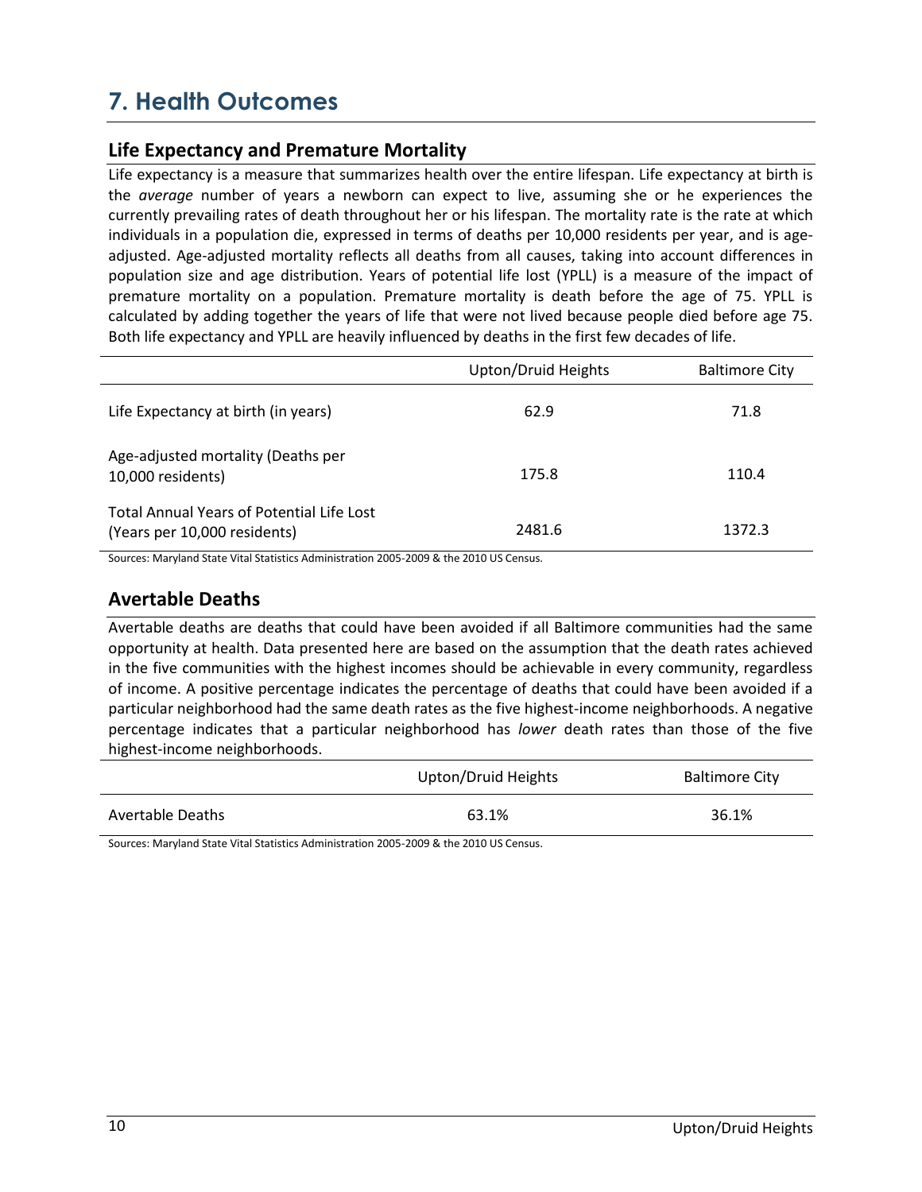# 7. Health Outcomes

## Life Expectancy and Premature Mortality

Life expectancy is a measure that summarizes health over the entire lifespan. Life expectancy at birth is the *average* number of years a newborn can expect to live, assuming she or he experiences the currently prevailing rates of death throughout her or his lifespan. The mortality rate is the rate at which individuals in a population die, expressed in terms of deaths per 10,000 residents per year, and is age-adjusted. Age-adjusted mortality reflects all deaths from all causes, taking into account differences in population size and age distribution. Years of potential life lost (YPLL) is a measure of the impact of premature mortality on a population. Premature mortality is death before the age of 75. YPLL is calculated by adding together the years of life that were not lived because people died before age 75. Both life expectancy and YPLL are heavily influenced by deaths in the first few decades of life.

| | Upton/Druid Heights | Baltimore City |
|---|---|---|
| Life Expectancy at birth (in years) | 62.9 | 71.8 |
| Age-adjusted mortality (Deaths per 10,000 residents) | 175.8 | 110.4 |
| Total Annual Years of Potential Life Lost (Years per 10,000 residents) | 2481.6 | 1372.3 |

Sources: Maryland State Vital Statistics Administration 2005-2009 & the 2010 US Census.

## Avertable Deaths

Avertable deaths are deaths that could have been avoided if all Baltimore communities had the same opportunity at health. Data presented here are based on the assumption that the death rates achieved in the five communities with the highest incomes should be achievable in every community, regardless of income. A positive percentage indicates the percentage of deaths that could have been avoided if a particular neighborhood had the same death rates as the five highest-income neighborhoods. A negative percentage indicates that a particular neighborhood has *lower* death rates than those of the five highest-income neighborhoods.

| | Upton/Druid Heights | Baltimore City |
|---|---|---|
| Avertable Deaths | 63.1% | 36.1% |

Sources: Maryland State Vital Statistics Administration 2005-2009 & the 2010 US Census.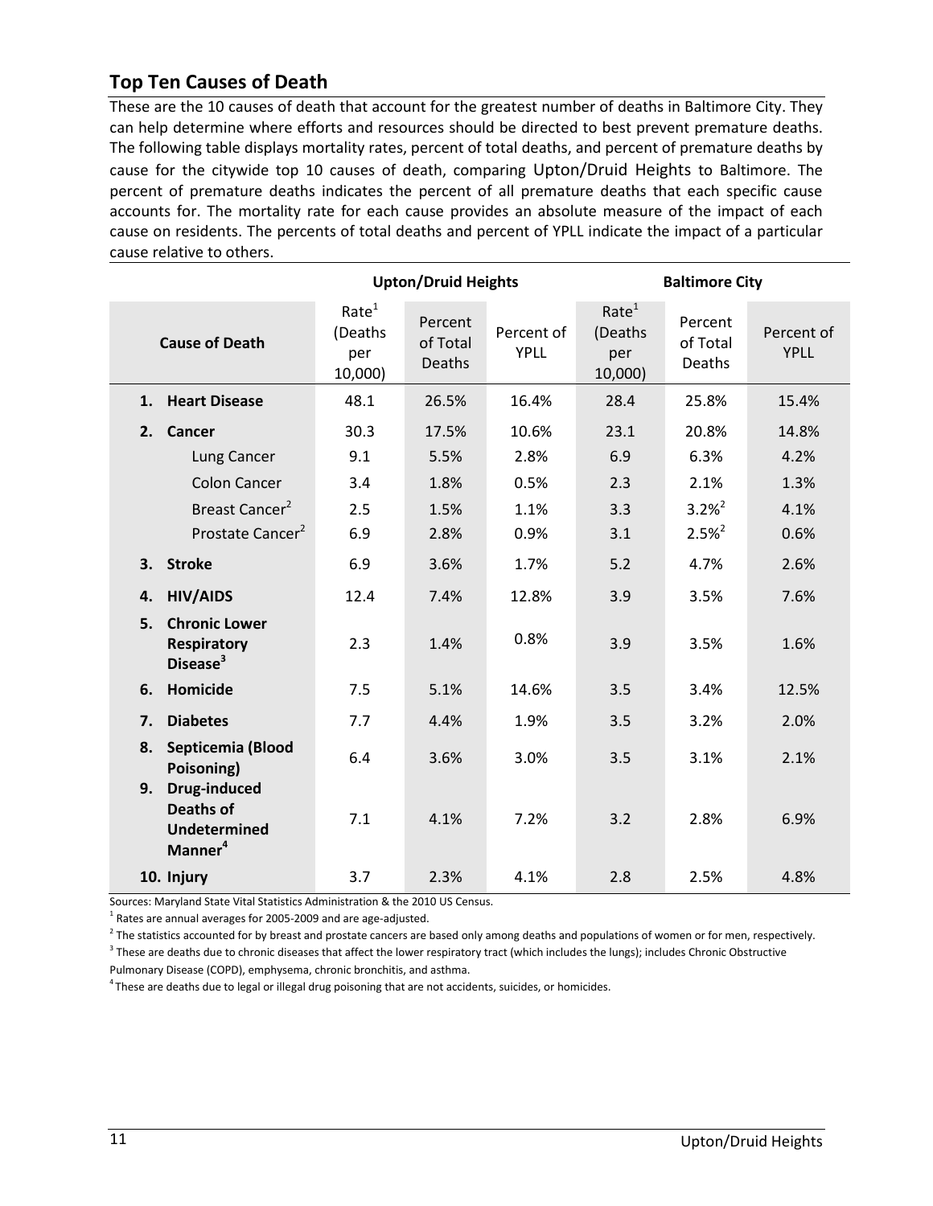## Top Ten Causes of Death

These are the 10 causes of death that account for the greatest number of deaths in Baltimore City. They can help determine where efforts and resources should be directed to best prevent premature deaths. The following table displays mortality rates, percent of total deaths, and percent of premature deaths by cause for the citywide top 10 causes of death, comparing Upton/Druid Heights to Baltimore. The percent of premature deaths indicates the percent of all premature deaths that each specific cause accounts for. The mortality rate for each cause provides an absolute measure of the impact of each cause on residents. The percents of total deaths and percent of YPLL indicate the impact of a particular cause relative to others.

| | Upton/Druid Heights | | | Baltimore City | | |
|---|---|---|---|---|---|---|
| **Cause of Death** | Rate[1] (Deaths per 10,000) | Percent of Total Deaths | Percent of YPLL | Rate[1] (Deaths per 10,000) | Percent of Total Deaths | Percent of YPLL |
| **1. Heart Disease** | 48.1 | 26.5% | 16.4% | 28.4 | 25.8% | 15.4% |
| **2. Cancer** | 30.3 | 17.5% | 10.6% | 23.1 | 20.8% | 14.8% |
| Lung Cancer | 9.1 | 5.5% | 2.8% | 6.9 | 6.3% | 4.2% |
| Colon Cancer | 3.4 | 1.8% | 0.5% | 2.3 | 2.1% | 1.3% |
| Breast Cancer[2] | 2.5 | 1.5% | 1.1% | 3.3 | 3.2%[2] | 4.1% |
| Prostate Cancer[2] | 6.9 | 2.8% | 0.9% | 3.1 | 2.5%[2] | 0.6% |
| **3. Stroke** | 6.9 | 3.6% | 1.7% | 5.2 | 4.7% | 2.6% |
| **4. HIV/AIDS** | 12.4 | 7.4% | 12.8% | 3.9 | 3.5% | 7.6% |
| **5. Chronic Lower Respiratory Disease[3]** | 2.3 | 1.4% | 0.8% | 3.9 | 3.5% | 1.6% |
| **6. Homicide** | 7.5 | 5.1% | 14.6% | 3.5 | 3.4% | 12.5% |
| **7. Diabetes** | 7.7 | 4.4% | 1.9% | 3.5 | 3.2% | 2.0% |
| **8. Septicemia (Blood Poisoning)** | 6.4 | 3.6% | 3.0% | 3.5 | 3.1% | 2.1% |
| **9. Drug-induced Deaths of Undetermined Manner[4]** | 7.1 | 4.1% | 7.2% | 3.2 | 2.8% | 6.9% |
| **10. Injury** | 3.7 | 2.3% | 4.1% | 2.8 | 2.5% | 4.8% |

Sources: Maryland State Vital Statistics Administration & the 2010 US Census.

[1] Rates are annual averages for 2005-2009 and are age-adjusted.

[2] The statistics accounted for by breast and prostate cancers are based only among deaths and populations of women or for men, respectively.

[3] These are deaths due to chronic diseases that affect the lower respiratory tract (which includes the lungs); includes Chronic Obstructive Pulmonary Disease (COPD), emphysema, chronic bronchitis, and asthma.

[4] These are deaths due to legal or illegal drug poisoning that are not accidents, suicides, or homicides.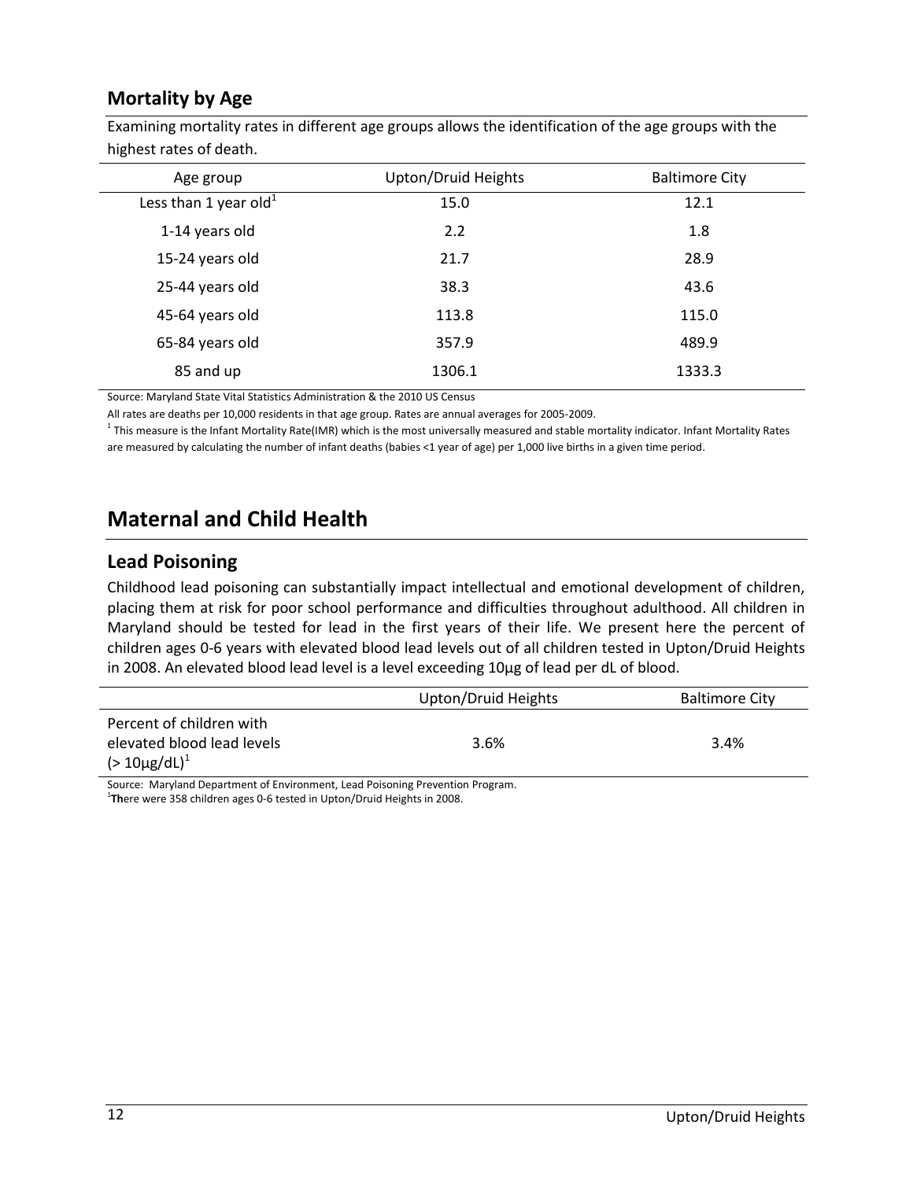### Mortality by Age

Examining mortality rates in different age groups allows the identification of the age groups with the highest rates of death.

| Age group | Upton/Druid Heights | Baltimore City |
|---|---|---|
| Less than 1 year old[1] | 15.0 | 12.1 |
| 1-14 years old | 2.2 | 1.8 |
| 15-24 years old | 21.7 | 28.9 |
| 25-44 years old | 38.3 | 43.6 |
| 45-64 years old | 113.8 | 115.0 |
| 65-84 years old | 357.9 | 489.9 |
| 85 and up | 1306.1 | 1333.3 |

Source: Maryland State Vital Statistics Administration & the 2010 US Census

All rates are deaths per 10,000 residents in that age group. Rates are annual averages for 2005-2009.

[1] This measure is the Infant Mortality Rate(IMR) which is the most universally measured and stable mortality indicator. Infant Mortality Rates are measured by calculating the number of infant deaths (babies <1 year of age) per 1,000 live births in a given time period.

## Maternal and Child Health

### Lead Poisoning

Childhood lead poisoning can substantially impact intellectual and emotional development of children, placing them at risk for poor school performance and difficulties throughout adulthood. All children in Maryland should be tested for lead in the first years of their life. We present here the percent of children ages 0-6 years with elevated blood lead levels out of all children tested in Upton/Druid Heights in 2008. An elevated blood lead level is a level exceeding 10μg of lead per dL of blood.

| | Upton/Druid Heights | Baltimore City |
|---|---|---|
| Percent of children with elevated blood lead levels (> 10μg/dL)[1] | 3.6% | 3.4% |

Source: Maryland Department of Environment, Lead Poisoning Prevention Program.

[1] There were 358 children ages 0-6 tested in Upton/Druid Heights in 2008.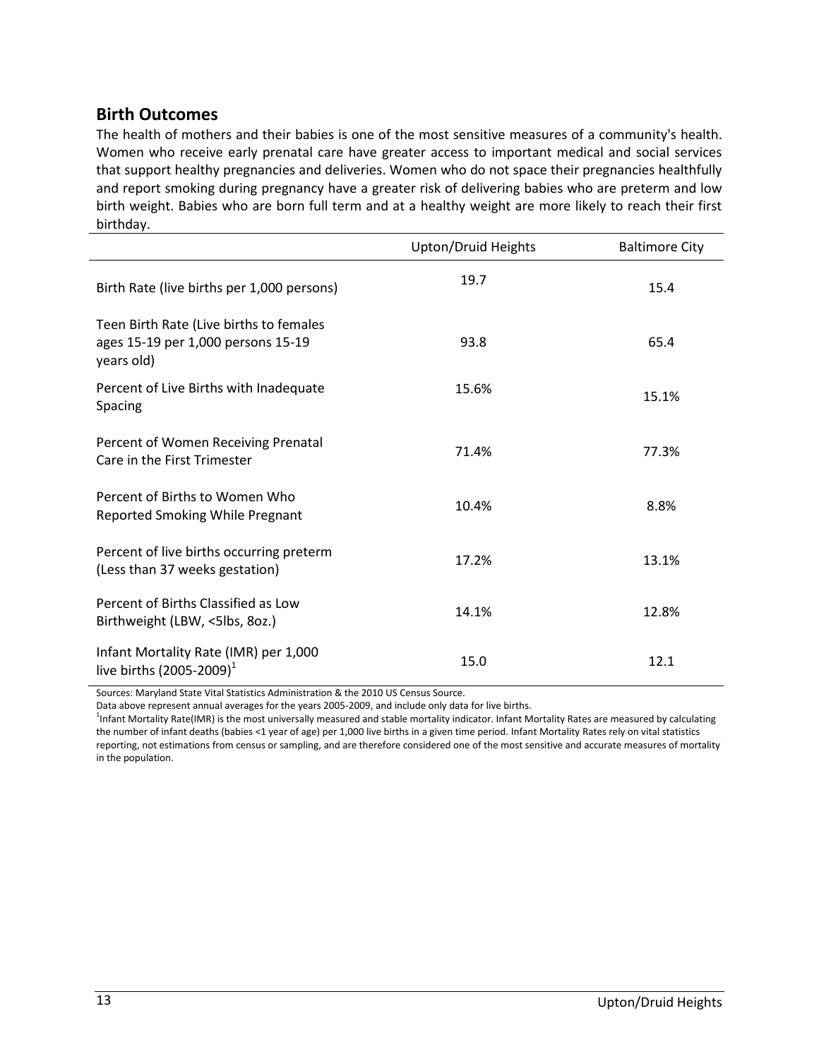## Birth Outcomes

The health of mothers and their babies is one of the most sensitive measures of a community's health. Women who receive early prenatal care have greater access to important medical and social services that support healthy pregnancies and deliveries. Women who do not space their pregnancies healthfully and report smoking during pregnancy have a greater risk of delivering babies who are preterm and low birth weight. Babies who are born full term and at a healthy weight are more likely to reach their first birthday.

| | Upton/Druid Heights | Baltimore City |
|---|---|---|
| Birth Rate (live births per 1,000 persons) | 19.7 | 15.4 |
| Teen Birth Rate (Live births to females ages 15-19 per 1,000 persons 15-19 years old) | 93.8 | 65.4 |
| Percent of Live Births with Inadequate Spacing | 15.6% | 15.1% |
| Percent of Women Receiving Prenatal Care in the First Trimester | 71.4% | 77.3% |
| Percent of Births to Women Who Reported Smoking While Pregnant | 10.4% | 8.8% |
| Percent of live births occurring preterm (Less than 37 weeks gestation) | 17.2% | 13.1% |
| Percent of Births Classified as Low Birthweight (LBW, <5lbs, 8oz.) | 14.1% | 12.8% |
| Infant Mortality Rate (IMR) per 1,000 live births (2005-2009)[1] | 15.0 | 12.1 |

Sources: Maryland State Vital Statistics Administration & the 2010 US Census Source.

Data above represent annual averages for the years 2005-2009, and include only data for live births.

[1]Infant Mortality Rate(IMR) is the most universally measured and stable mortality indicator. Infant Mortality Rates are measured by calculating the number of infant deaths (babies <1 year of age) per 1,000 live births in a given time period. Infant Mortality Rates rely on vital statistics reporting, not estimations from census or sampling, and are therefore considered one of the most sensitive and accurate measures of mortality in the population.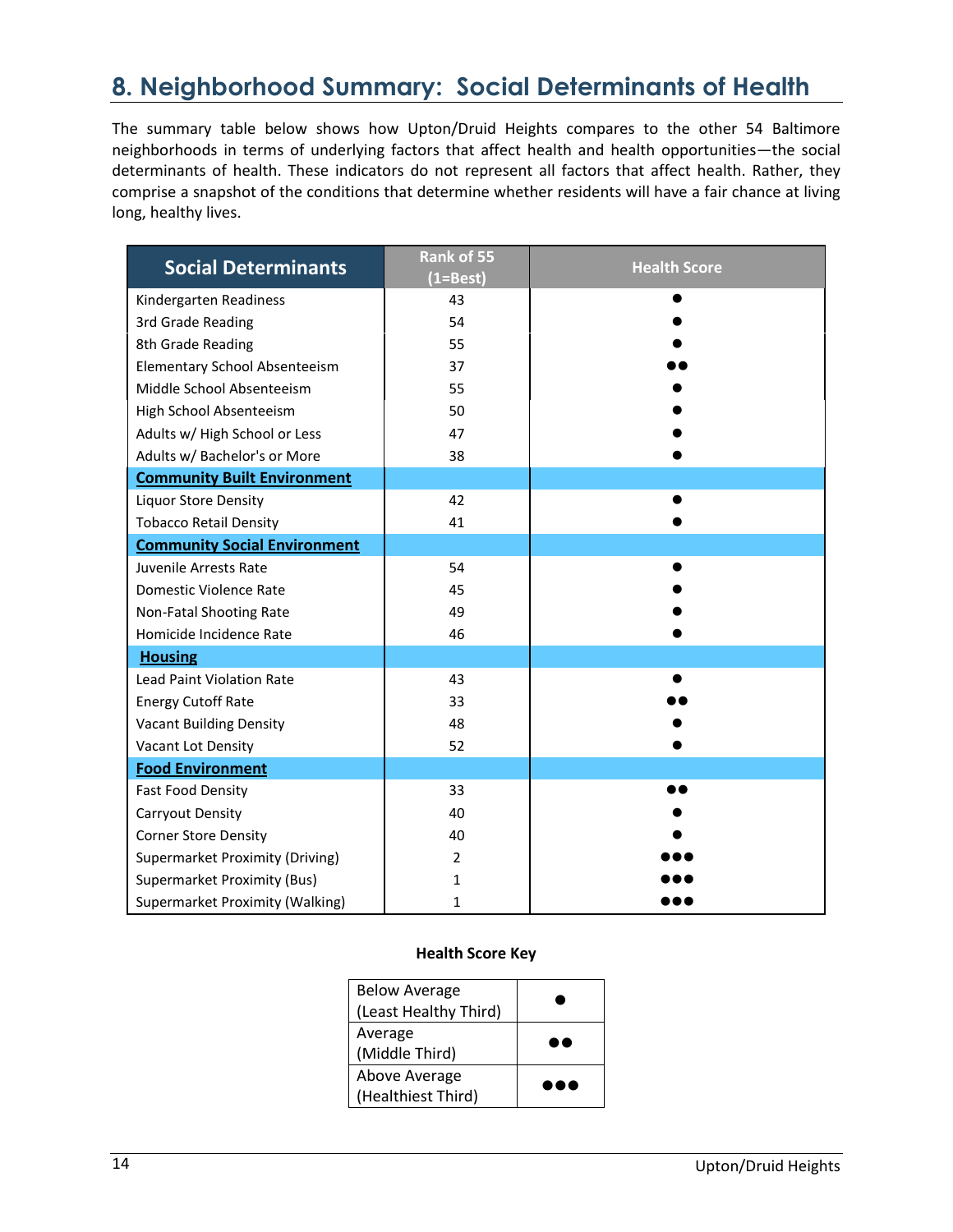# 8. Neighborhood Summary: Social Determinants of Health

The summary table below shows how Upton/Druid Heights compares to the other 54 Baltimore neighborhoods in terms of underlying factors that affect health and health opportunities—the social determinants of health. These indicators do not represent all factors that affect health. Rather, they comprise a snapshot of the conditions that determine whether residents will have a fair chance at living long, healthy lives.

| Social Determinants | Rank of 55 (1=Best) | Health Score |
|---|---|---|
| Kindergarten Readiness | 43 | ● |
| 3rd Grade Reading | 54 | ● |
| 8th Grade Reading | 55 | ● |
| Elementary School Absenteeism | 37 | ●● |
| Middle School Absenteeism | 55 | ● |
| High School Absenteeism | 50 | ● |
| Adults w/ High School or Less | 47 | ● |
| Adults w/ Bachelor's or More | 38 | ● |
| **Community Built Environment** | | |
| Liquor Store Density | 42 | ● |
| Tobacco Retail Density | 41 | ● |
| **Community Social Environment** | | |
| Juvenile Arrests Rate | 54 | ● |
| Domestic Violence Rate | 45 | ● |
| Non-Fatal Shooting Rate | 49 | ● |
| Homicide Incidence Rate | 46 | ● |
| **Housing** | | |
| Lead Paint Violation Rate | 43 | ● |
| Energy Cutoff Rate | 33 | ●● |
| Vacant Building Density | 48 | ● |
| Vacant Lot Density | 52 | ● |
| **Food Environment** | | |
| Fast Food Density | 33 | ●● |
| Carryout Density | 40 | ● |
| Corner Store Density | 40 | ● |
| Supermarket Proximity (Driving) | 2 | ●●● |
| Supermarket Proximity (Bus) | 1 | ●●● |
| Supermarket Proximity (Walking) | 1 | ●●● |

**Health Score Key**

| Score | Symbol |
|---|---|
| Below Average (Least Healthy Third) | ● |
| Average (Middle Third) | ●● |
| Above Average (Healthiest Third) | ●●● |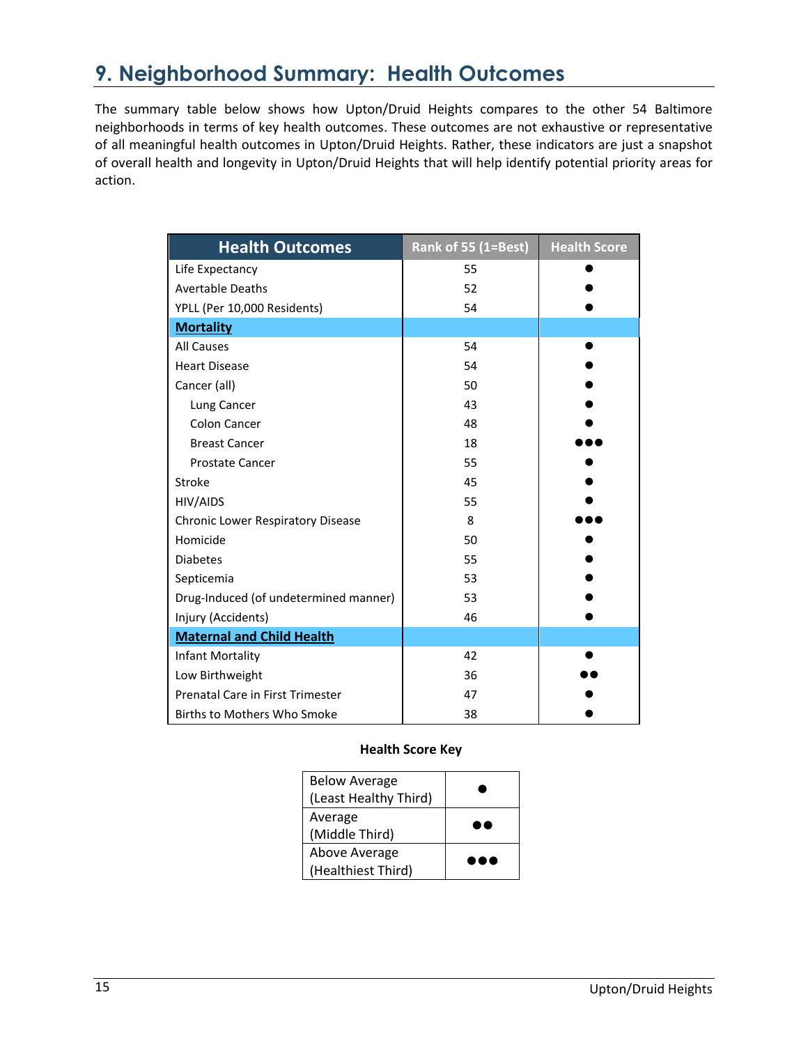## 9. Neighborhood Summary: Health Outcomes

The summary table below shows how Upton/Druid Heights compares to the other 54 Baltimore neighborhoods in terms of key health outcomes. These outcomes are not exhaustive or representative of all meaningful health outcomes in Upton/Druid Heights. Rather, these indicators are just a snapshot of overall health and longevity in Upton/Druid Heights that will help identify potential priority areas for action.

| Health Outcomes | Rank of 55 (1=Best) | Health Score |
|---|---|---|
| Life Expectancy | 55 | ● |
| Avertable Deaths | 52 | ● |
| YPLL (Per 10,000 Residents) | 54 | ● |
| **Mortality** | | |
| All Causes | 54 | ● |
| Heart Disease | 54 | ● |
| Cancer (all) | 50 | ● |
| Lung Cancer | 43 | ● |
| Colon Cancer | 48 | ● |
| Breast Cancer | 18 | ●●● |
| Prostate Cancer | 55 | ● |
| Stroke | 45 | ● |
| HIV/AIDS | 55 | ● |
| Chronic Lower Respiratory Disease | 8 | ●●● |
| Homicide | 50 | ● |
| Diabetes | 55 | ● |
| Septicemia | 53 | ● |
| Drug-Induced (of undetermined manner) | 53 | ● |
| Injury (Accidents) | 46 | ● |
| **Maternal and Child Health** | | |
| Infant Mortality | 42 | ● |
| Low Birthweight | 36 | ●● |
| Prenatal Care in First Trimester | 47 | ● |
| Births to Mothers Who Smoke | 38 | ● |

**Health Score Key**

| Health Score | Symbol |
|---|---|
| Below Average (Least Healthy Third) | ● |
| Average (Middle Third) | ●● |
| Above Average (Healthiest Third) | ●●● |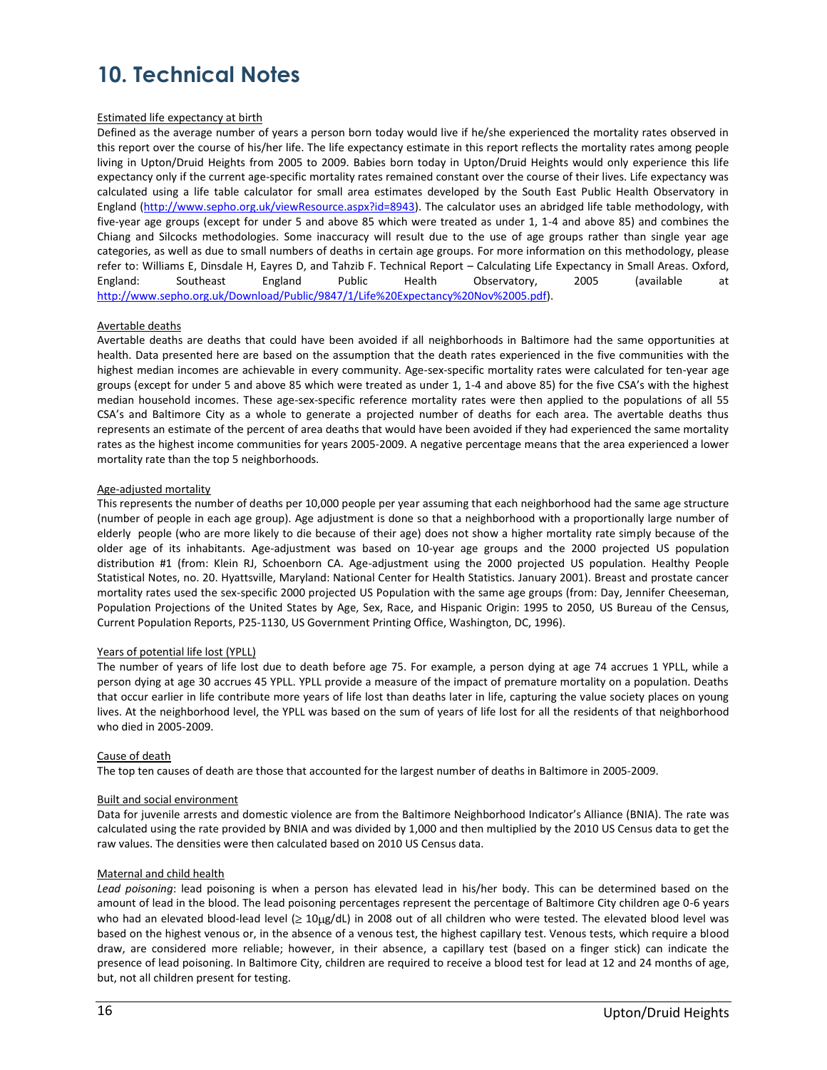# 10. Technical Notes

Estimated life expectancy at birth

Defined as the average number of years a person born today would live if he/she experienced the mortality rates observed in this report over the course of his/her life. The life expectancy estimate in this report reflects the mortality rates among people living in Upton/Druid Heights from 2005 to 2009. Babies born today in Upton/Druid Heights would only experience this life expectancy only if the current age-specific mortality rates remained constant over the course of their lives. Life expectancy was calculated using a life table calculator for small area estimates developed by the South East Public Health Observatory in England (http://www.sepho.org.uk/viewResource.aspx?id=8943). The calculator uses an abridged life table methodology, with five-year age groups (except for under 5 and above 85 which were treated as under 1, 1-4 and above 85) and combines the Chiang and Silcocks methodologies. Some inaccuracy will result due to the use of age groups rather than single year age categories, as well as due to small numbers of deaths in certain age groups. For more information on this methodology, please refer to: Williams E, Dinsdale H, Eayres D, and Tahzib F. Technical Report – Calculating Life Expectancy in Small Areas. Oxford, England: Southeast England Public Health Observatory, 2005 (available at http://www.sepho.org.uk/Download/Public/9847/1/Life%20Expectancy%20Nov%2005.pdf).

Avertable deaths

Avertable deaths are deaths that could have been avoided if all neighborhoods in Baltimore had the same opportunities at health. Data presented here are based on the assumption that the death rates experienced in the five communities with the highest median incomes are achievable in every community. Age-sex-specific mortality rates were calculated for ten-year age groups (except for under 5 and above 85 which were treated as under 1, 1-4 and above 85) for the five CSA's with the highest median household incomes. These age-sex-specific reference mortality rates were then applied to the populations of all 55 CSA's and Baltimore City as a whole to generate a projected number of deaths for each area. The avertable deaths thus represents an estimate of the percent of area deaths that would have been avoided if they had experienced the same mortality rates as the highest income communities for years 2005-2009. A negative percentage means that the area experienced a lower mortality rate than the top 5 neighborhoods.

Age-adjusted mortality

This represents the number of deaths per 10,000 people per year assuming that each neighborhood had the same age structure (number of people in each age group). Age adjustment is done so that a neighborhood with a proportionally large number of elderly people (who are more likely to die because of their age) does not show a higher mortality rate simply because of the older age of its inhabitants. Age-adjustment was based on 10-year age groups and the 2000 projected US population distribution #1 (from: Klein RJ, Schoenborn CA. Age-adjustment using the 2000 projected US population. Healthy People Statistical Notes, no. 20. Hyattsville, Maryland: National Center for Health Statistics. January 2001). Breast and prostate cancer mortality rates used the sex-specific 2000 projected US Population with the same age groups (from: Day, Jennifer Cheeseman, Population Projections of the United States by Age, Sex, Race, and Hispanic Origin: 1995 to 2050, US Bureau of the Census, Current Population Reports, P25-1130, US Government Printing Office, Washington, DC, 1996).

Years of potential life lost (YPLL)

The number of years of life lost due to death before age 75. For example, a person dying at age 74 accrues 1 YPLL, while a person dying at age 30 accrues 45 YPLL. YPLL provide a measure of the impact of premature mortality on a population. Deaths that occur earlier in life contribute more years of life lost than deaths later in life, capturing the value society places on young lives. At the neighborhood level, the YPLL was based on the sum of years of life lost for all the residents of that neighborhood who died in 2005-2009.

Cause of death

The top ten causes of death are those that accounted for the largest number of deaths in Baltimore in 2005-2009.

Built and social environment

Data for juvenile arrests and domestic violence are from the Baltimore Neighborhood Indicator's Alliance (BNIA). The rate was calculated using the rate provided by BNIA and was divided by 1,000 and then multiplied by the 2010 US Census data to get the raw values. The densities were then calculated based on 2010 US Census data.

Maternal and child health

*Lead poisoning*: lead poisoning is when a person has elevated lead in his/her body. This can be determined based on the amount of lead in the blood. The lead poisoning percentages represent the percentage of Baltimore City children age 0-6 years who had an elevated blood-lead level ($\geq$ 10μg/dL) in 2008 out of all children who were tested. The elevated blood level was based on the highest venous or, in the absence of a venous test, the highest capillary test. Venous tests, which require a blood draw, are considered more reliable; however, in their absence, a capillary test (based on a finger stick) can indicate the presence of lead poisoning. In Baltimore City, children are required to receive a blood test for lead at 12 and 24 months of age, but, not all children present for testing.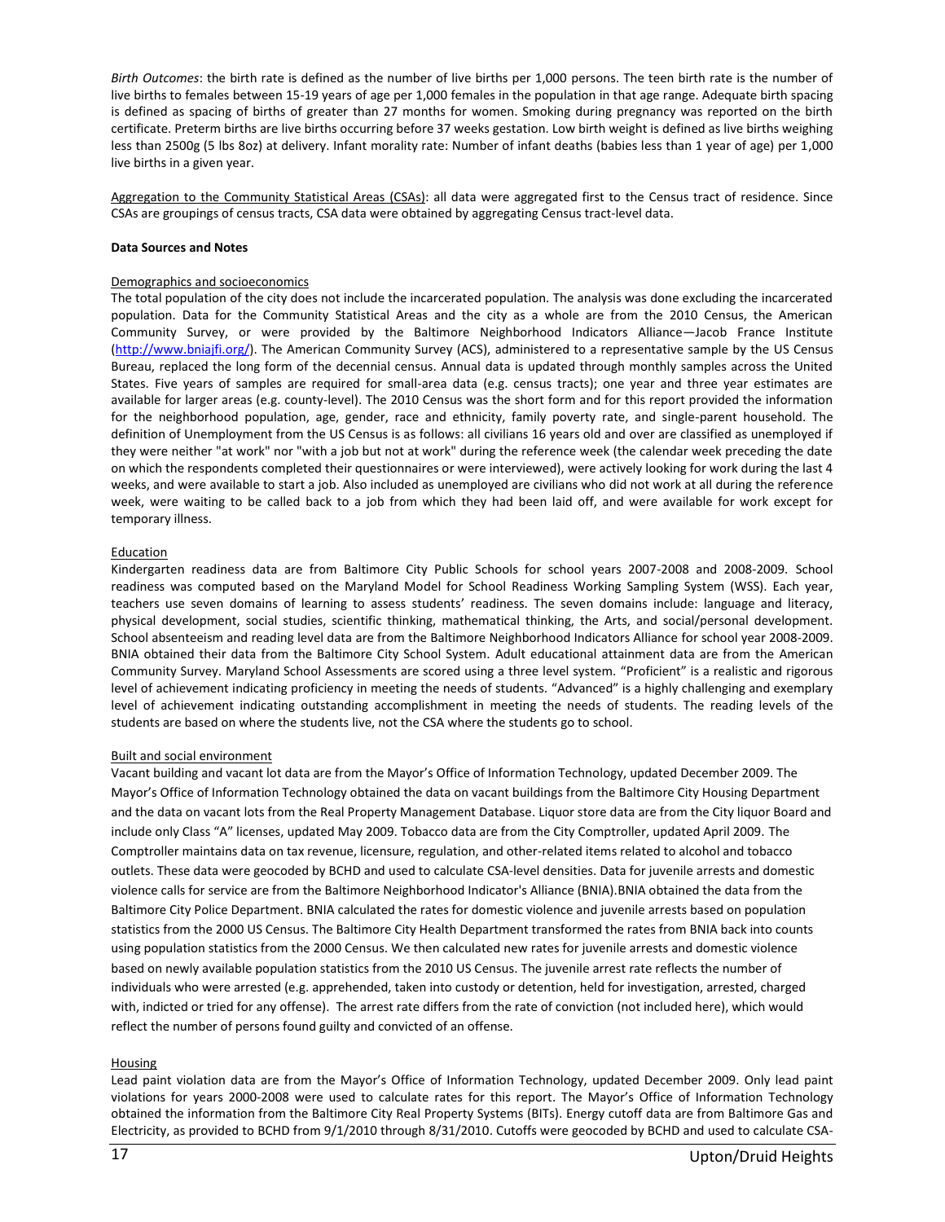*Birth Outcomes*: the birth rate is defined as the number of live births per 1,000 persons. The teen birth rate is the number of live births to females between 15-19 years of age per 1,000 females in the population in that age range. Adequate birth spacing is defined as spacing of births of greater than 27 months for women. Smoking during pregnancy was reported on the birth certificate. Preterm births are live births occurring before 37 weeks gestation. Low birth weight is defined as live births weighing less than 2500g (5 lbs 8oz) at delivery. Infant morality rate: Number of infant deaths (babies less than 1 year of age) per 1,000 live births in a given year.

Aggregation to the Community Statistical Areas (CSAs): all data were aggregated first to the Census tract of residence. Since CSAs are groupings of census tracts, CSA data were obtained by aggregating Census tract-level data.

**Data Sources and Notes**

Demographics and socioeconomics

The total population of the city does not include the incarcerated population. The analysis was done excluding the incarcerated population. Data for the Community Statistical Areas and the city as a whole are from the 2010 Census, the American Community Survey, or were provided by the Baltimore Neighborhood Indicators Alliance—Jacob France Institute (http://www.bniajfi.org/). The American Community Survey (ACS), administered to a representative sample by the US Census Bureau, replaced the long form of the decennial census. Annual data is updated through monthly samples across the United States. Five years of samples are required for small-area data (e.g. census tracts); one year and three year estimates are available for larger areas (e.g. county-level). The 2010 Census was the short form and for this report provided the information for the neighborhood population, age, gender, race and ethnicity, family poverty rate, and single-parent household. The definition of Unemployment from the US Census is as follows: all civilians 16 years old and over are classified as unemployed if they were neither "at work" nor "with a job but not at work" during the reference week (the calendar week preceding the date on which the respondents completed their questionnaires or were interviewed), were actively looking for work during the last 4 weeks, and were available to start a job. Also included as unemployed are civilians who did not work at all during the reference week, were waiting to be called back to a job from which they had been laid off, and were available for work except for temporary illness.

Education

Kindergarten readiness data are from Baltimore City Public Schools for school years 2007-2008 and 2008-2009. School readiness was computed based on the Maryland Model for School Readiness Working Sampling System (WSS). Each year, teachers use seven domains of learning to assess students' readiness. The seven domains include: language and literacy, physical development, social studies, scientific thinking, mathematical thinking, the Arts, and social/personal development. School absenteeism and reading level data are from the Baltimore Neighborhood Indicators Alliance for school year 2008-2009. BNIA obtained their data from the Baltimore City School System. Adult educational attainment data are from the American Community Survey. Maryland School Assessments are scored using a three level system. "Proficient" is a realistic and rigorous level of achievement indicating proficiency in meeting the needs of students. "Advanced" is a highly challenging and exemplary level of achievement indicating outstanding accomplishment in meeting the needs of students. The reading levels of the students are based on where the students live, not the CSA where the students go to school.

Built and social environment

Vacant building and vacant lot data are from the Mayor's Office of Information Technology, updated December 2009. The Mayor's Office of Information Technology obtained the data on vacant buildings from the Baltimore City Housing Department and the data on vacant lots from the Real Property Management Database. Liquor store data are from the City liquor Board and include only Class "A" licenses, updated May 2009. Tobacco data are from the City Comptroller, updated April 2009. The Comptroller maintains data on tax revenue, licensure, regulation, and other-related items related to alcohol and tobacco outlets. These data were geocoded by BCHD and used to calculate CSA-level densities. Data for juvenile arrests and domestic violence calls for service are from the Baltimore Neighborhood Indicator's Alliance (BNIA).BNIA obtained the data from the Baltimore City Police Department. BNIA calculated the rates for domestic violence and juvenile arrests based on population statistics from the 2000 US Census. The Baltimore City Health Department transformed the rates from BNIA back into counts using population statistics from the 2000 Census. We then calculated new rates for juvenile arrests and domestic violence based on newly available population statistics from the 2010 US Census. The juvenile arrest rate reflects the number of individuals who were arrested (e.g. apprehended, taken into custody or detention, held for investigation, arrested, charged with, indicted or tried for any offense). The arrest rate differs from the rate of conviction (not included here), which would reflect the number of persons found guilty and convicted of an offense.

Housing

Lead paint violation data are from the Mayor's Office of Information Technology, updated December 2009. Only lead paint violations for years 2000-2008 were used to calculate rates for this report. The Mayor's Office of Information Technology obtained the information from the Baltimore City Real Property Systems (BITs). Energy cutoff data are from Baltimore Gas and Electricity, as provided to BCHD from 9/1/2010 through 8/31/2010. Cutoffs were geocoded by BCHD and used to calculate CSA-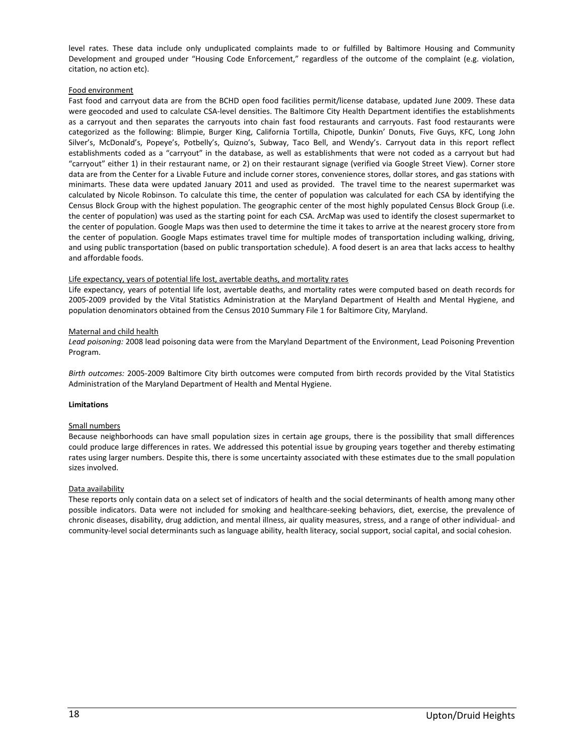level rates. These data include only unduplicated complaints made to or fulfilled by Baltimore Housing and Community Development and grouped under "Housing Code Enforcement," regardless of the outcome of the complaint (e.g. violation, citation, no action etc).

Food environment

Fast food and carryout data are from the BCHD open food facilities permit/license database, updated June 2009. These data were geocoded and used to calculate CSA-level densities. The Baltimore City Health Department identifies the establishments as a carryout and then separates the carryouts into chain fast food restaurants and carryouts. Fast food restaurants were categorized as the following: Blimpie, Burger King, California Tortilla, Chipotle, Dunkin' Donuts, Five Guys, KFC, Long John Silver's, McDonald's, Popeye's, Potbelly's, Quizno's, Subway, Taco Bell, and Wendy's. Carryout data in this report reflect establishments coded as a "carryout" in the database, as well as establishments that were not coded as a carryout but had "carryout" either 1) in their restaurant name, or 2) on their restaurant signage (verified via Google Street View). Corner store data are from the Center for a Livable Future and include corner stores, convenience stores, dollar stores, and gas stations with minimarts. These data were updated January 2011 and used as provided. The travel time to the nearest supermarket was calculated by Nicole Robinson. To calculate this time, the center of population was calculated for each CSA by identifying the Census Block Group with the highest population. The geographic center of the most highly populated Census Block Group (i.e. the center of population) was used as the starting point for each CSA. ArcMap was used to identify the closest supermarket to the center of population. Google Maps was then used to determine the time it takes to arrive at the nearest grocery store from the center of population. Google Maps estimates travel time for multiple modes of transportation including walking, driving, and using public transportation (based on public transportation schedule). A food desert is an area that lacks access to healthy and affordable foods.

Life expectancy, years of potential life lost, avertable deaths, and mortality rates

Life expectancy, years of potential life lost, avertable deaths, and mortality rates were computed based on death records for 2005-2009 provided by the Vital Statistics Administration at the Maryland Department of Health and Mental Hygiene, and population denominators obtained from the Census 2010 Summary File 1 for Baltimore City, Maryland.

Maternal and child health

*Lead poisoning:* 2008 lead poisoning data were from the Maryland Department of the Environment, Lead Poisoning Prevention Program.

*Birth outcomes:* 2005-2009 Baltimore City birth outcomes were computed from birth records provided by the Vital Statistics Administration of the Maryland Department of Health and Mental Hygiene.

**Limitations**

Small numbers

Because neighborhoods can have small population sizes in certain age groups, there is the possibility that small differences could produce large differences in rates. We addressed this potential issue by grouping years together and thereby estimating rates using larger numbers. Despite this, there is some uncertainty associated with these estimates due to the small population sizes involved.

Data availability

These reports only contain data on a select set of indicators of health and the social determinants of health among many other possible indicators. Data were not included for smoking and healthcare-seeking behaviors, diet, exercise, the prevalence of chronic diseases, disability, drug addiction, and mental illness, air quality measures, stress, and a range of other individual- and community-level social determinants such as language ability, health literacy, social support, social capital, and social cohesion.